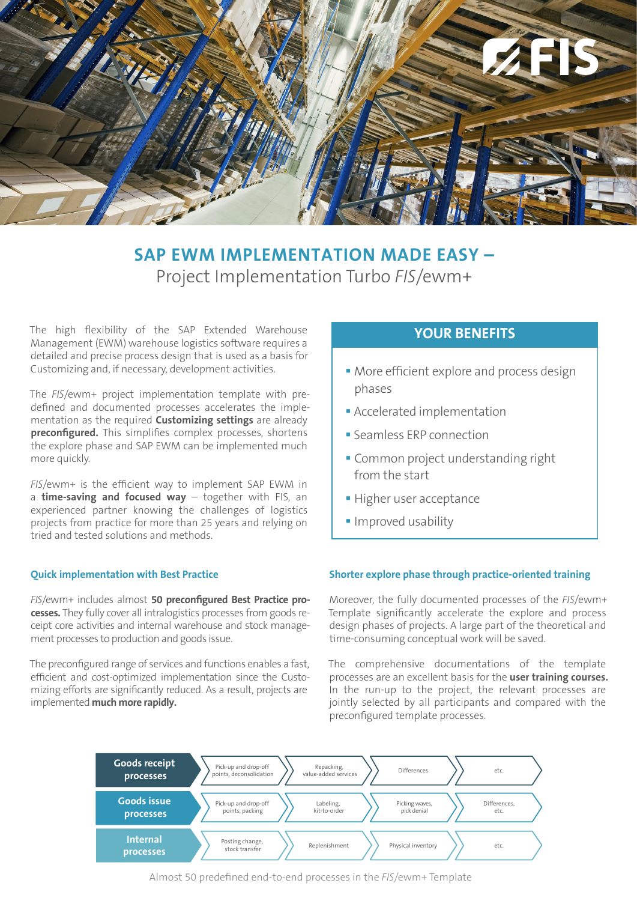# SAP EWM IMPLEMENTATION MADE EASY –

Project Implementation Turbo *FIS*/ewm+

The high flexibility of the SAP Extended Warehouse Management (EWM) warehouse logistics software requires a detailed and precise process design that is used as a basis for Customizing and, if necessary, development activities.

The *FIS*/ewm+ project implementation template with pre-defined and documented processes accelerates the implementation as the required **Customizing settings** are already **preconfigured.** This simplifies complex processes, shortens the explore phase and SAP EWM can be implemented much more quickly.

*FIS*/ewm+ is the efficient way to implement SAP EWM in a **time-saving and focused way** – together with FIS, an experienced partner knowing the challenges of logistics projects from practice for more than 25 years and relying on tried and tested solutions and methods.

## YOUR BENEFITS

- More efficient explore and process design phases
- Accelerated implementation
- Seamless ERP connection
- Common project understanding right from the start
- Higher user acceptance
- Improved usability

### Quick implementation with Best Practice

*FIS*/ewm+ includes almost **50 preconfigured Best Practice processes.** They fully cover all intralogistics processes from goods receipt core activities and internal warehouse and stock management processes to production and goods issue.

The preconfigured range of services and functions enables a fast, efficient and cost-optimized implementation since the Customizing efforts are significantly reduced. As a result, projects are implemented **much more rapidly.**

### Shorter explore phase through practice-oriented training

Moreover, the fully documented processes of the *FIS*/ewm+ Template significantly accelerate the explore and process design phases of projects. A large part of the theoretical and time-consuming conceptual work will be saved.

The comprehensive documentations of the template processes are an excellent basis for the **user training courses.** In the run-up to the project, the relevant processes are jointly selected by all participants and compared with the preconfigured template processes.

| | | | | |
|---|---|---|---|---|
| **Goods receipt processes** | Pick-up and drop-off points, deconsolidation | Repacking, value-added services | Differences | etc. |
| **Goods issue processes** | Pick-up and drop-off points, packing | Labeling, kit-to-order | Picking waves, pick denial | Differences, etc. |
| **Internal processes** | Posting change, stock transfer | Replenishment | Physical inventory | etc. |

Almost 50 predefined end-to-end processes in the *FIS*/ewm+ Template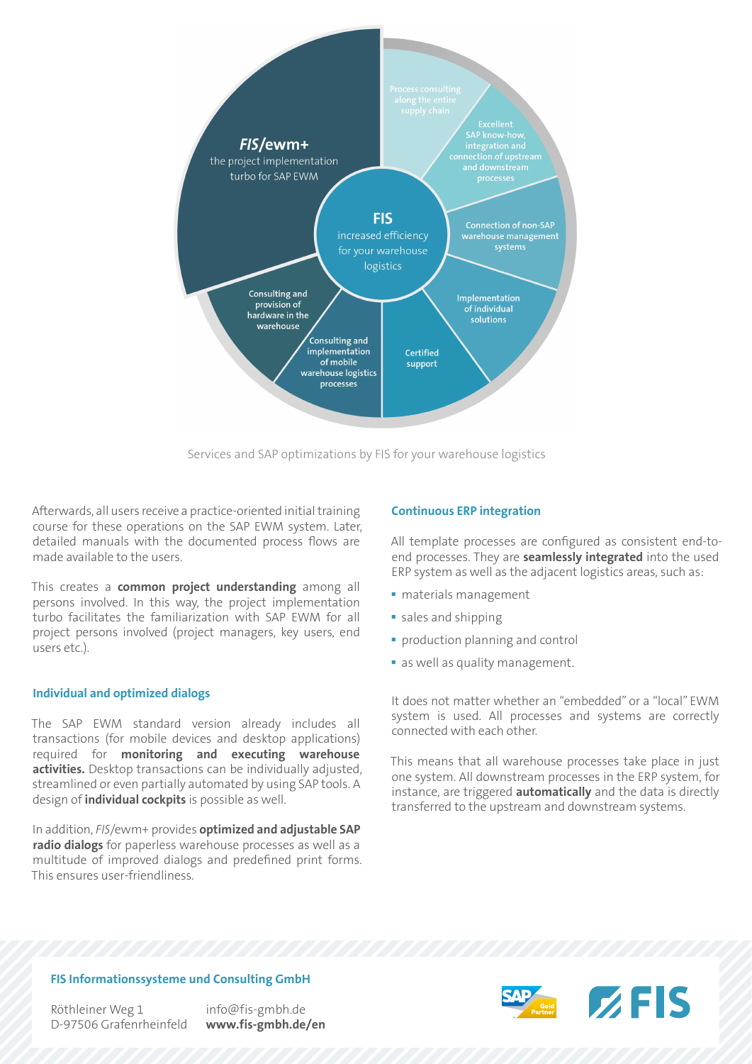FIS/ewm+
the project implementation turbo for SAP EWM

FIS
increased efficiency for your warehouse logistics

Process consulting along the entire supply chain

Excellent SAP know-how, integration and connection of upstream and downstream processes

Connection of non-SAP warehouse management systems

Implementation of individual solutions

Certified support

Consulting and implementation of mobile warehouse logistics processes

Consulting and provision of hardware in the warehouse

Services and SAP optimizations by FIS for your warehouse logistics

Afterwards, all users receive a practice-oriented initial training course for these operations on the SAP EWM system. Later, detailed manuals with the documented process flows are made available to the users.

This creates a **common project understanding** among all persons involved. In this way, the project implementation turbo facilitates the familiarization with SAP EWM for all project persons involved (project managers, key users, end users etc.).

### Individual and optimized dialogs

The SAP EWM standard version already includes all transactions (for mobile devices and desktop applications) required for **monitoring and executing warehouse activities.** Desktop transactions can be individually adjusted, streamlined or even partially automated by using SAP tools. A design of **individual cockpits** is possible as well.

In addition, *FIS*/ewm+ provides **optimized and adjustable SAP radio dialogs** for paperless warehouse processes as well as a multitude of improved dialogs and predefined print forms. This ensures user-friendliness.

### Continuous ERP integration

All template processes are configured as consistent end-to-end processes. They are **seamlessly integrated** into the used ERP system as well as the adjacent logistics areas, such as:

- materials management
- sales and shipping
- production planning and control
- as well as quality management.

It does not matter whether an “embedded” or a “local” EWM system is used. All processes and systems are correctly connected with each other.

This means that all warehouse processes take place in just one system. All downstream processes in the ERP system, for instance, are triggered **automatically** and the data is directly transferred to the upstream and downstream systems.

**FIS Informationssysteme und Consulting GmbH**

Röthleiner Weg 1
D-97506 Grafenrheinfeld

info@fis-gmbh.de
**www.fis-gmbh.de/en**